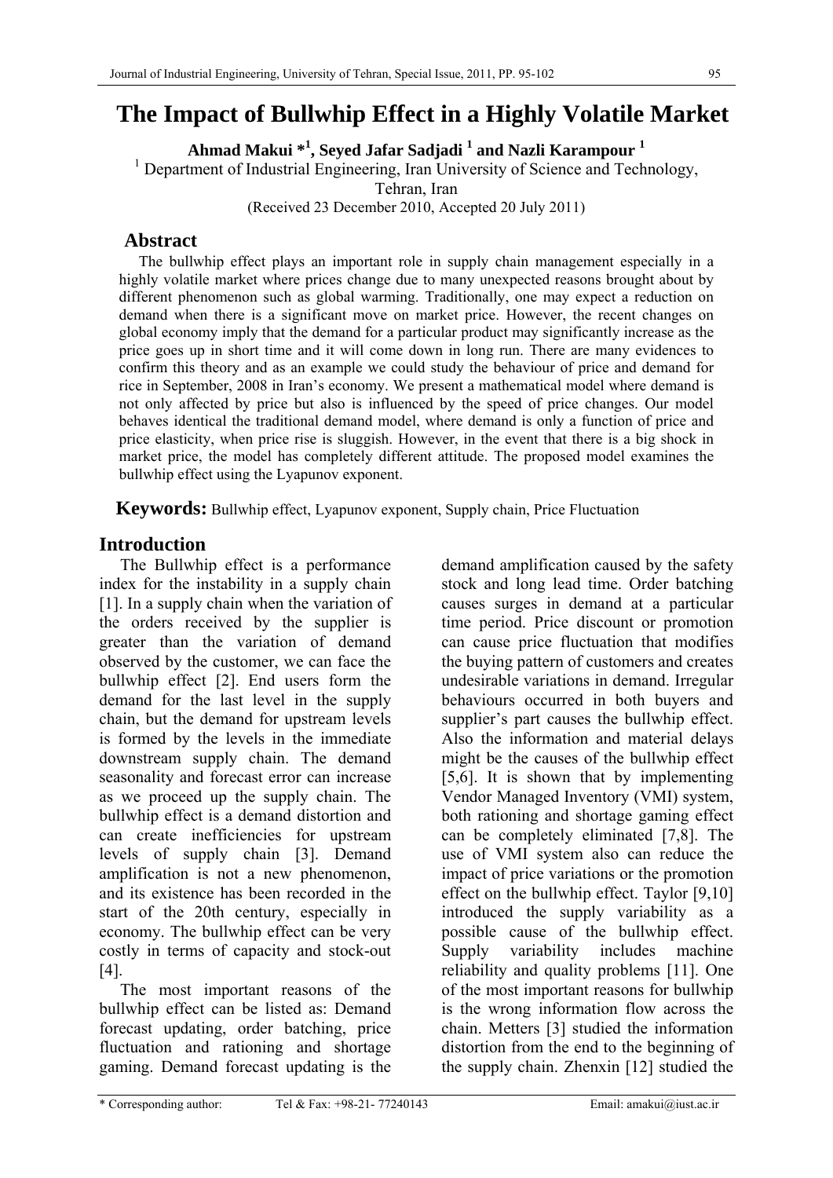# The Impact of Bullwhip Effect in a Highly Volatile Market

**Ahmad Makui *[1], Seyed Jafar Sadjadi [1] and Nazli Karampour [1]**

[1] Department of Industrial Engineering, Iran University of Science and Technology, Tehran, Iran

(Received 23 December 2010, Accepted 20 July 2011)

## Abstract

The bullwhip effect plays an important role in supply chain management especially in a highly volatile market where prices change due to many unexpected reasons brought about by different phenomenon such as global warming. Traditionally, one may expect a reduction on demand when there is a significant move on market price. However, the recent changes on global economy imply that the demand for a particular product may significantly increase as the price goes up in short time and it will come down in long run. There are many evidences to confirm this theory and as an example we could study the behaviour of price and demand for rice in September, 2008 in Iran's economy. We present a mathematical model where demand is not only affected by price but also is influenced by the speed of price changes. Our model behaves identical the traditional demand model, where demand is only a function of price and price elasticity, when price rise is sluggish. However, in the event that there is a big shock in market price, the model has completely different attitude. The proposed model examines the bullwhip effect using the Lyapunov exponent.

**Keywords:** Bullwhip effect, Lyapunov exponent, Supply chain, Price Fluctuation

## Introduction

The Bullwhip effect is a performance index for the instability in a supply chain [1]. In a supply chain when the variation of the orders received by the supplier is greater than the variation of demand observed by the customer, we can face the bullwhip effect [2]. End users form the demand for the last level in the supply chain, but the demand for upstream levels is formed by the levels in the immediate downstream supply chain. The demand seasonality and forecast error can increase as we proceed up the supply chain. The bullwhip effect is a demand distortion and can create inefficiencies for upstream levels of supply chain [3]. Demand amplification is not a new phenomenon, and its existence has been recorded in the start of the 20th century, especially in economy. The bullwhip effect can be very costly in terms of capacity and stock-out [4].

The most important reasons of the bullwhip effect can be listed as: Demand forecast updating, order batching, price fluctuation and rationing and shortage gaming. Demand forecast updating is the demand amplification caused by the safety stock and long lead time. Order batching causes surges in demand at a particular time period. Price discount or promotion can cause price fluctuation that modifies the buying pattern of customers and creates undesirable variations in demand. Irregular behaviours occurred in both buyers and supplier's part causes the bullwhip effect. Also the information and material delays might be the causes of the bullwhip effect [5,6]. It is shown that by implementing Vendor Managed Inventory (VMI) system, both rationing and shortage gaming effect can be completely eliminated [7,8]. The use of VMI system also can reduce the impact of price variations or the promotion effect on the bullwhip effect. Taylor [9,10] introduced the supply variability as a possible cause of the bullwhip effect. Supply variability includes machine reliability and quality problems [11]. One of the most important reasons for bullwhip is the wrong information flow across the chain. Metters [3] studied the information distortion from the end to the beginning of the supply chain. Zhenxin [12] studied the

* Corresponding author: Tel & Fax: +98-21- 77240143 Email: amakui@iust.ac.ir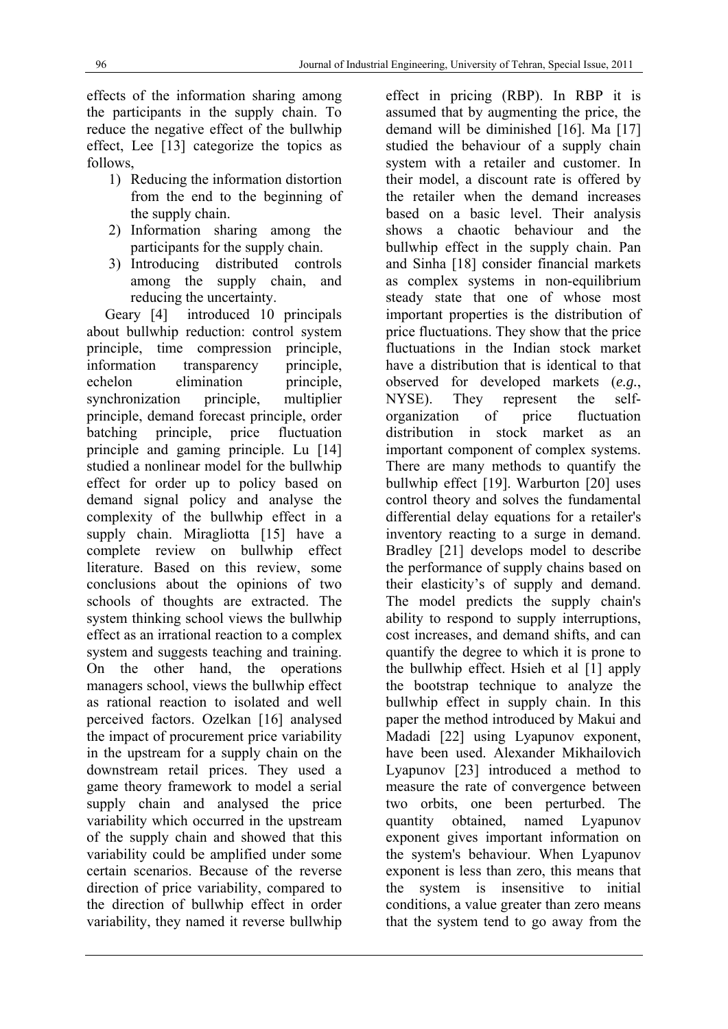effects of the information sharing among the participants in the supply chain. To reduce the negative effect of the bullwhip effect, Lee [13] categorize the topics as follows,

1) Reducing the information distortion from the end to the beginning of the supply chain.
2) Information sharing among the participants for the supply chain.
3) Introducing distributed controls among the supply chain, and reducing the uncertainty.

Geary [4] introduced 10 principals about bullwhip reduction: control system principle, time compression principle, information transparency principle, echelon elimination principle, synchronization principle, multiplier principle, demand forecast principle, order batching principle, price fluctuation principle and gaming principle. Lu [14] studied a nonlinear model for the bullwhip effect for order up to policy based on demand signal policy and analyse the complexity of the bullwhip effect in a supply chain. Miragliotta [15] have a complete review on bullwhip effect literature. Based on this review, some conclusions about the opinions of two schools of thoughts are extracted. The system thinking school views the bullwhip effect as an irrational reaction to a complex system and suggests teaching and training. On the other hand, the operations managers school, views the bullwhip effect as rational reaction to isolated and well perceived factors. Ozelkan [16] analysed the impact of procurement price variability in the upstream for a supply chain on the downstream retail prices. They used a game theory framework to model a serial supply chain and analysed the price variability which occurred in the upstream of the supply chain and showed that this variability could be amplified under some certain scenarios. Because of the reverse direction of price variability, compared to the direction of bullwhip effect in order variability, they named it reverse bullwhip effect in pricing (RBP). In RBP it is assumed that by augmenting the price, the demand will be diminished [16]. Ma [17] studied the behaviour of a supply chain system with a retailer and customer. In their model, a discount rate is offered by the retailer when the demand increases based on a basic level. Their analysis shows a chaotic behaviour and the bullwhip effect in the supply chain. Pan and Sinha [18] consider financial markets as complex systems in non-equilibrium steady state that one of whose most important properties is the distribution of price fluctuations. They show that the price fluctuations in the Indian stock market have a distribution that is identical to that observed for developed markets (*e.g.*, NYSE). They represent the self-organization of price fluctuation distribution in stock market as an important component of complex systems. There are many methods to quantify the bullwhip effect [19]. Warburton [20] uses control theory and solves the fundamental differential delay equations for a retailer's inventory reacting to a surge in demand. Bradley [21] develops model to describe the performance of supply chains based on their elasticity's of supply and demand. The model predicts the supply chain's ability to respond to supply interruptions, cost increases, and demand shifts, and can quantify the degree to which it is prone to the bullwhip effect. Hsieh et al [1] apply the bootstrap technique to analyze the bullwhip effect in supply chain. In this paper the method introduced by Makui and Madadi [22] using Lyapunov exponent, have been used. Alexander Mikhailovich Lyapunov [23] introduced a method to measure the rate of convergence between two orbits, one been perturbed. The quantity obtained, named Lyapunov exponent gives important information on the system's behaviour. When Lyapunov exponent is less than zero, this means that the system is insensitive to initial conditions, a value greater than zero means that the system tend to go away from the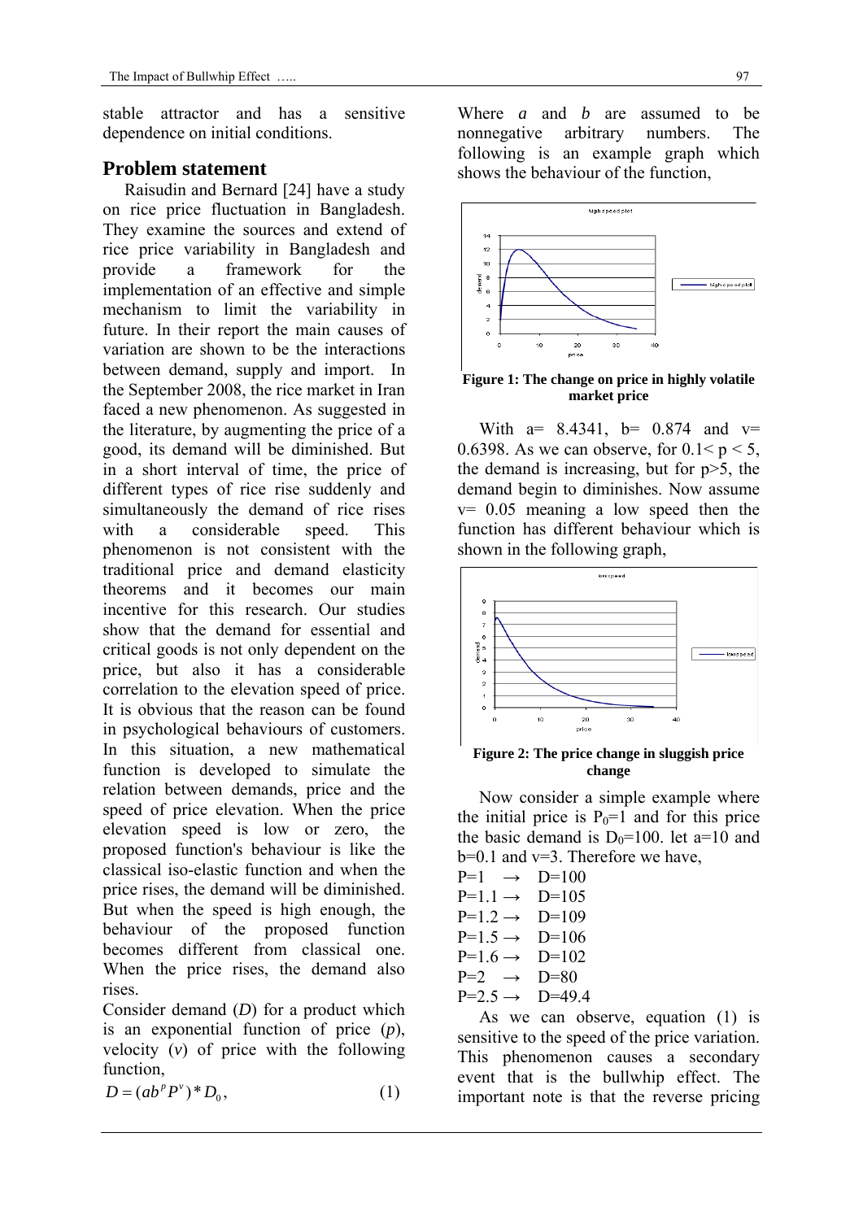stable attractor and has a sensitive dependence on initial conditions.

## Problem statement

Raisudin and Bernard [24] have a study on rice price fluctuation in Bangladesh. They examine the sources and extend of rice price variability in Bangladesh and provide a framework for the implementation of an effective and simple mechanism to limit the variability in future. In their report the main causes of variation are shown to be the interactions between demand, supply and import. In the September 2008, the rice market in Iran faced a new phenomenon. As suggested in the literature, by augmenting the price of a good, its demand will be diminished. But in a short interval of time, the price of different types of rice rise suddenly and simultaneously the demand of rice rises with a considerable speed. This phenomenon is not consistent with the traditional price and demand elasticity theorems and it becomes our main incentive for this research. Our studies show that the demand for essential and critical goods is not only dependent on the price, but also it has a considerable correlation to the elevation speed of price. It is obvious that the reason can be found in psychological behaviours of customers. In this situation, a new mathematical function is developed to simulate the relation between demands, price and the speed of price elevation. When the price elevation speed is low or zero, the proposed function's behaviour is like the classical iso-elastic function and when the price rises, the demand will be diminished. But when the speed is high enough, the behaviour of the proposed function becomes different from classical one. When the price rises, the demand also rises.

Consider demand (*D*) for a product which is an exponential function of price (*p*), velocity (*v*) of price with the following function,

$$D = (ab^{p}P^{v}) * D_0, \tag{1}$$

Where *a* and *b* are assumed to be nonnegative arbitrary numbers. The following is an example graph which shows the behaviour of the function,

**Figure 1: The change on price in highly volatile market price**

With a= 8.4341, b= 0.874 and v= 0.6398. As we can observe, for $0.1 < p < 5$, the demand is increasing, but for $p > 5$, the demand begin to diminishes. Now assume v= 0.05 meaning a low speed then the function has different behaviour which is shown in the following graph,

**Figure 2: The price change in sluggish price change**

Now consider a simple example where the initial price is $P_0$=1 and for this price the basic demand is $D_0$=100. let a=10 and b=0.1 and v=3. Therefore we have,

P=1 → D=100
P=1.1 → D=105
P=1.2 → D=109
P=1.5 → D=106
P=1.6 → D=102
P=2 → D=80
P=2.5 → D=49.4

As we can observe, equation (1) is sensitive to the speed of the price variation. This phenomenon causes a secondary event that is the bullwhip effect. The important note is that the reverse pricing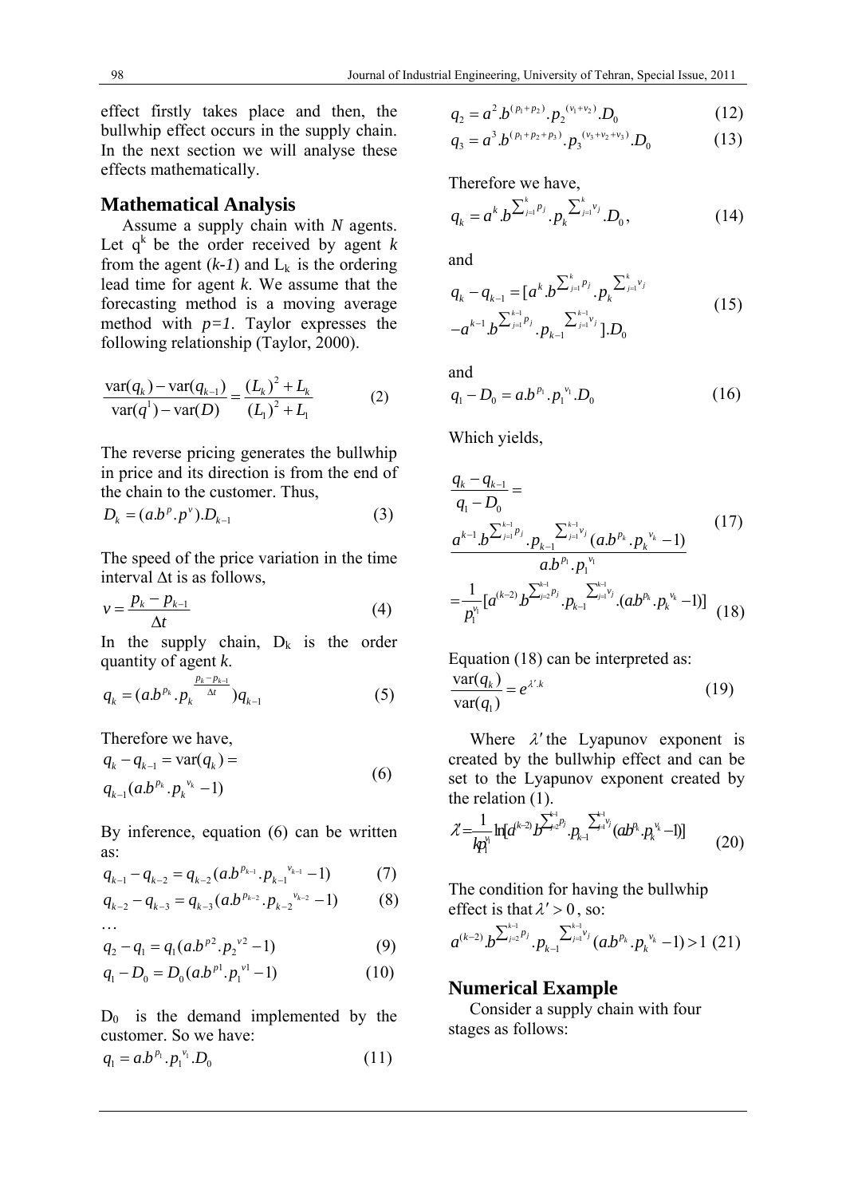effect firstly takes place and then, the bullwhip effect occurs in the supply chain. In the next section we will analyse these effects mathematically.

## Mathematical Analysis

Assume a supply chain with *N* agents. Let $q^k$ be the order received by agent *k* from the agent (*k-1*) and $L_k$ is the ordering lead time for agent *k*. We assume that the forecasting method is a moving average method with *p=1*. Taylor expresses the following relationship (Taylor, 2000).

$$\frac{\mathrm{var}(q_k)-\mathrm{var}(q_{k-1})}{\mathrm{var}(q^1)-\mathrm{var}(D)}=\frac{(L_k)^2+L_k}{(L_1)^2+L_1} \tag{2}$$

The reverse pricing generates the bullwhip in price and its direction is from the end of the chain to the customer. Thus,

$$D_k=(a.b^p.p^v).D_{k-1} \tag{3}$$

The speed of the price variation in the time interval $\Delta t$ is as follows,

$$v=\frac{p_k-p_{k-1}}{\Delta t} \tag{4}$$

In the supply chain, $D_k$ is the order quantity of agent *k*.

$$q_k=(a.b^{p_k}.p_k^{\frac{p_k-p_{k-1}}{\Delta t}})q_{k-1} \tag{5}$$

Therefore we have,

$$q_k-q_{k-1}=\mathrm{var}(q_k)=q_{k-1}(a.b^{p_k}.p_k^{v_k}-1) \tag{6}$$

By inference, equation (6) can be written as:

$$q_{k-1}-q_{k-2}=q_{k-2}(a.b^{p_{k-1}}.p_{k-1}^{v_{k-1}}-1) \tag{7}$$

$$q_{k-2}-q_{k-3}=q_{k-3}(a.b^{p_{k-2}}.p_{k-2}^{v_{k-2}}-1) \tag{8}$$

…

$$q_2-q_1=q_1(a.b^{p2}.p_2^{v2}-1) \tag{9}$$

$$q_1-D_0=D_0(a.b^{p1}.p_1^{v1}-1) \tag{10}$$

$D_0$ is the demand implemented by the customer. So we have:

$$q_1=a.b^{p_1}.p_1^{v_1}.D_0 \tag{11}$$

$$q_2=a^2.b^{(p_1+p_2)}.p_2^{(v_1+v_2)}.D_0 \tag{12}$$

$$q_3=a^3.b^{(p_1+p_2+p_3)}.p_3^{(v_3+v_2+v_3)}.D_0 \tag{13}$$

Therefore we have,

$$q_k=a^k.b^{\sum_{j=1}^{k}p_j}.p_k^{\sum_{j=1}^{k}v_j}.D_0, \tag{14}$$

and

$$q_k-q_{k-1}=[a^k.b^{\sum_{j=1}^{k}p_j}.p_k^{\sum_{j=1}^{k}v_j}-a^{k-1}.b^{\sum_{j=1}^{k-1}p_j}.p_{k-1}^{\sum_{j=1}^{k-1}v_j}].D_0 \tag{15}$$

and

$$q_1-D_0=a.b^{p_1}.p_1^{v_1}.D_0 \tag{16}$$

Which yields,

$$\frac{q_k-q_{k-1}}{q_1-D_0}=\frac{a^{k-1}.b^{\sum_{j=1}^{k-1}p_j}.p_{k-1}^{\sum_{j=1}^{k-1}v_j}(a.b^{p_k}.p_k^{v_k}-1)}{a.b^{p_1}.p_1^{v_1}} \tag{17}$$

$$=\frac{1}{p_1^{v_1}}[a^{(k-2)}.b^{\sum_{j=2}^{k-1}p_j}.p_{k-1}^{\sum_{j=1}^{k-1}v_j}.(a.b^{p_k}.p_k^{v_k}-1)] \tag{18}$$

Equation (18) can be interpreted as:

$$\frac{\mathrm{var}(q_k)}{\mathrm{var}(q_1)}=e^{\lambda'.k} \tag{19}$$

Where $\lambda'$ the Lyapunov exponent is created by the bullwhip effect and can be set to the Lyapunov exponent created by the relation (1).

$$\lambda'=\frac{1}{kp_1^{v_1}}\ln[a^{(k-2)}b^{\sum_{j=2}^{k-1}p_j}.p_{k-1}^{\sum_{j=1}^{k-1}v_j}(ab^{p_k}.p_k^{v_k}-1)] \tag{20}$$

The condition for having the bullwhip effect is that $\lambda'>0$, so:

$$a^{(k-2)}.b^{\sum_{j=2}^{k-1}p_j}.p_{k-1}^{\sum_{j=1}^{k-1}v_j}(a.b^{p_k}.p_k^{v_k}-1)>1 \tag{21}$$

## Numerical Example

Consider a supply chain with four stages as follows: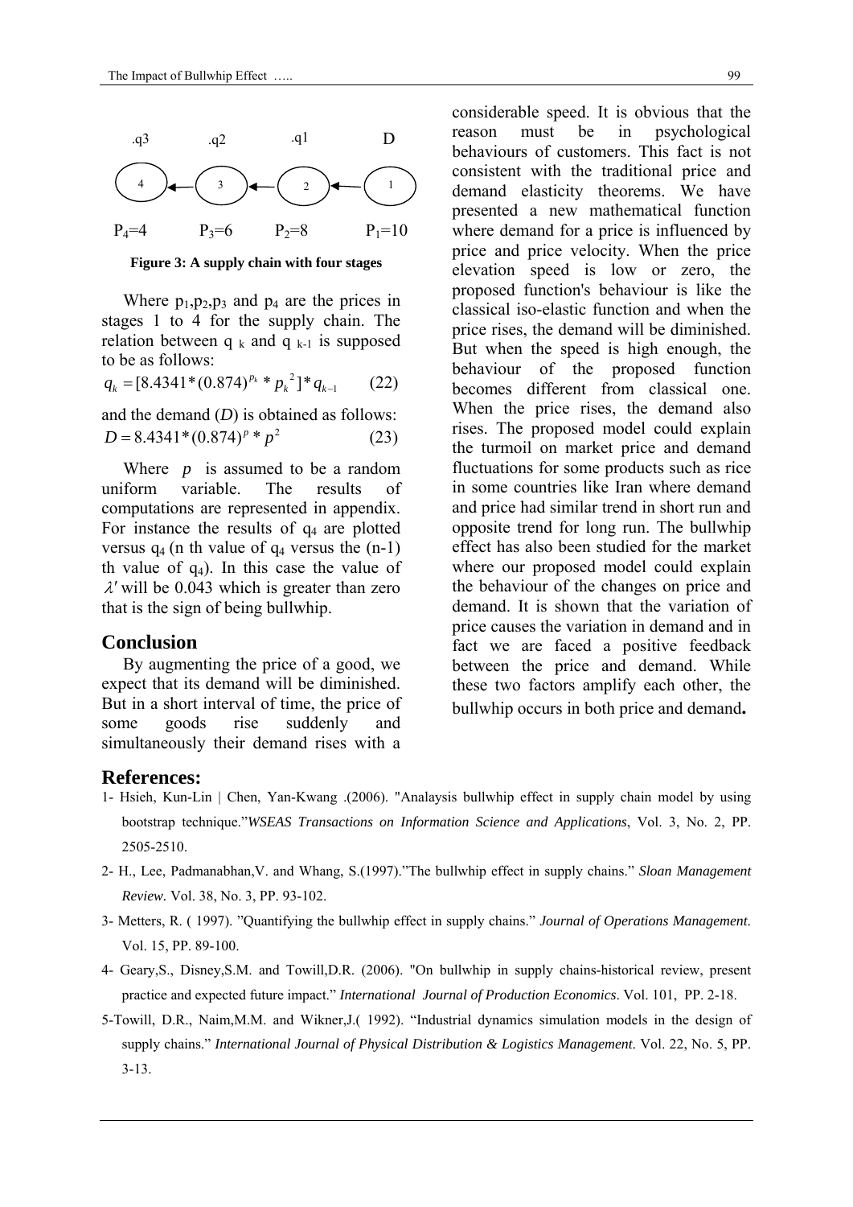.q3 .q2 .q1 D

4 ← 3 ← 2 ← 1

$P_4=4$ $P_3=6$ $P_2=8$ $P_1=10$

**Figure 3: A supply chain with four stages**

Where $p_1$,$p_2$,$p_3$ and $p_4$ are the prices in stages 1 to 4 for the supply chain. The relation between $q_k$ and $q_{k-1}$ is supposed to be as follows:

$$q_k = [8.4341 * (0.874)^{p_k} * p_k^{\ 2}] * q_{k-1} \qquad (22)$$

and the demand ($D$) is obtained as follows:

$$D = 8.4341 * (0.874)^{p} * p^2 \qquad (23)$$

Where $p$ is assumed to be a random uniform variable. The results of computations are represented in appendix. For instance the results of $q_4$ are plotted versus $q_4$ (n th value of $q_4$ versus the (n-1) th value of $q_4$). In this case the value of $\lambda'$ will be 0.043 which is greater than zero that is the sign of being bullwhip.

## Conclusion

By augmenting the price of a good, we expect that its demand will be diminished. But in a short interval of time, the price of some goods rise suddenly and simultaneously their demand rises with a considerable speed. It is obvious that the reason must be in psychological behaviours of customers. This fact is not consistent with the traditional price and demand elasticity theorems. We have presented a new mathematical function where demand for a price is influenced by price and price velocity. When the price elevation speed is low or zero, the proposed function's behaviour is like the classical iso-elastic function and when the price rises, the demand will be diminished. But when the speed is high enough, the behaviour of the proposed function becomes different from classical one. When the price rises, the demand also rises. The proposed model could explain the turmoil on market price and demand fluctuations for some products such as rice in some countries like Iran where demand and price had similar trend in short run and opposite trend for long run. The bullwhip effect has also been studied for the market where our proposed model could explain the behaviour of the changes on price and demand. It is shown that the variation of price causes the variation in demand and in fact we are faced a positive feedback between the price and demand. While these two factors amplify each other, the bullwhip occurs in both price and demand**.**

## References:

1- Hsieh, Kun-Lin | Chen, Yan-Kwang .(2006). "Analaysis bullwhip effect in supply chain model by using bootstrap technique."*WSEAS Transactions on Information Science and Applications*, Vol. 3, No. 2, PP. 2505-2510.

2- H., Lee, Padmanabhan,V. and Whang, S.(1997)."The bullwhip effect in supply chains." *Sloan Management Review.* Vol. 38, No. 3, PP. 93-102.

3- Metters, R. ( 1997). "Quantifying the bullwhip effect in supply chains." *Journal of Operations Management*. Vol. 15, PP. 89-100.

4- Geary,S., Disney,S.M. and Towill,D.R. (2006). "On bullwhip in supply chains-historical review, present practice and expected future impact." *International Journal of Production Economics*. Vol. 101, PP. 2-18.

5-Towill, D.R., Naim,M.M. and Wikner,J.( 1992). "Industrial dynamics simulation models in the design of supply chains." *International Journal of Physical Distribution & Logistics Management.* Vol. 22, No. 5, PP. 3-13.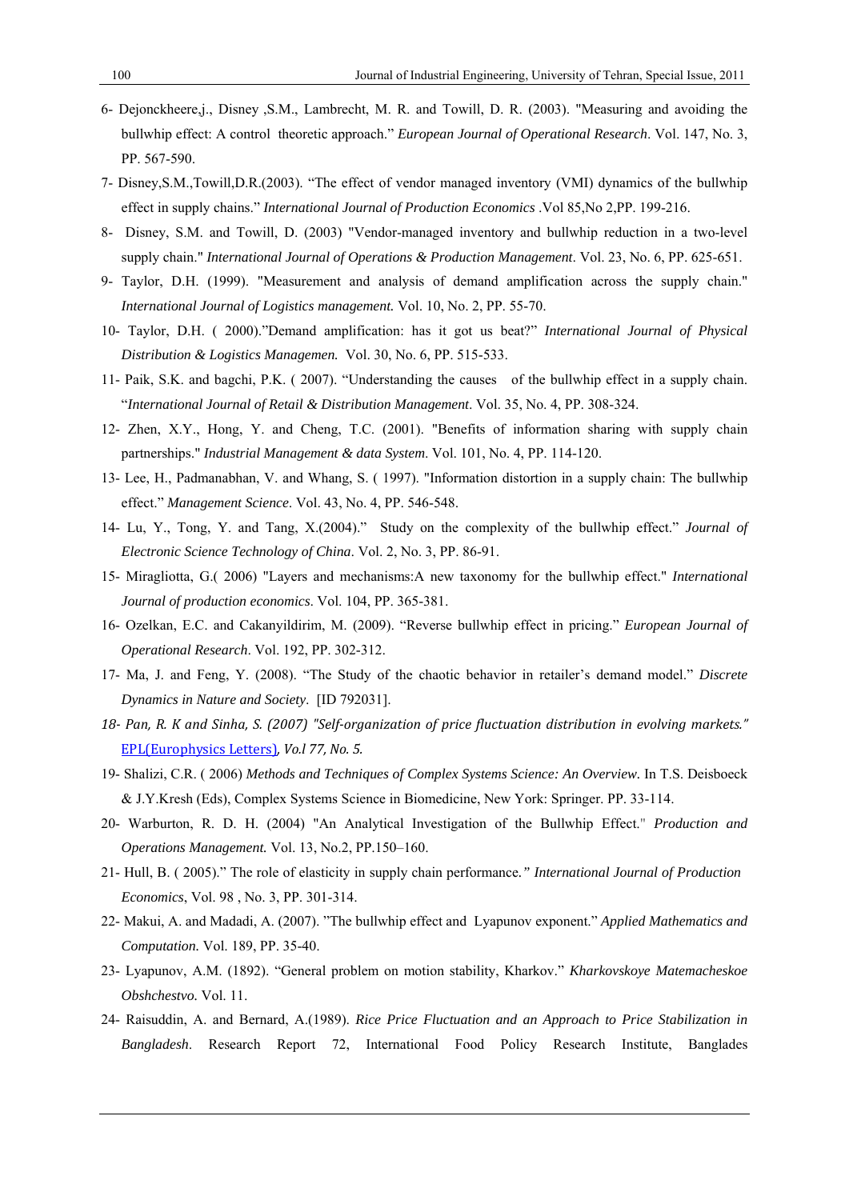6- Dejonckheere,j., Disney ,S.M., Lambrecht, M. R. and Towill, D. R. (2003). "Measuring and avoiding the bullwhip effect: A control theoretic approach." *European Journal of Operational Research*. Vol. 147, No. 3, PP. 567-590.

7- Disney,S.M.,Towill,D.R.(2003). "The effect of vendor managed inventory (VMI) dynamics of the bullwhip effect in supply chains." *International Journal of Production Economics* .Vol 85,No 2,PP. 199-216.

8- Disney, S.M. and Towill, D. (2003) "Vendor-managed inventory and bullwhip reduction in a two-level supply chain." *International Journal of Operations & Production Management*. Vol. 23, No. 6, PP. 625-651.

9- Taylor, D.H. (1999). "Measurement and analysis of demand amplification across the supply chain." *International Journal of Logistics management.* Vol. 10, No. 2, PP. 55-70.

10- Taylor, D.H. ( 2000)."Demand amplification: has it got us beat?" *International Journal of Physical Distribution & Logistics Managemen.* Vol. 30, No. 6, PP. 515-533.

11- Paik, S.K. and bagchi, P.K. ( 2007). "Understanding the causes of the bullwhip effect in a supply chain. "*International Journal of Retail & Distribution Management*. Vol. 35, No. 4, PP. 308-324.

12- Zhen, X.Y., Hong, Y. and Cheng, T.C. (2001). "Benefits of information sharing with supply chain partnerships." *Industrial Management & data System*. Vol. 101, No. 4, PP. 114-120.

13- Lee, H., Padmanabhan, V. and Whang, S. ( 1997). "Information distortion in a supply chain: The bullwhip effect." *Management Science*. Vol. 43, No. 4, PP. 546-548.

14- Lu, Y., Tong, Y. and Tang, X.(2004)." Study on the complexity of the bullwhip effect." *Journal of Electronic Science Technology of China*. Vol. 2, No. 3, PP. 86-91.

15- Miragliotta, G.( 2006) "Layers and mechanisms:A new taxonomy for the bullwhip effect." *International Journal of production economics*. Vol. 104, PP. 365-381.

16- Ozelkan, E.C. and Cakanyildirim, M. (2009). "Reverse bullwhip effect in pricing." *European Journal of Operational Research*. Vol. 192, PP. 302-312.

17- Ma, J. and Feng, Y. (2008). "The Study of the chaotic behavior in retailer's demand model." *Discrete Dynamics in Nature and Society*. [ID 792031].

*18- Pan, R. K and Sinha, S. (2007) "Self-organization of price fluctuation distribution in evolving markets." EPL(Europhysics Letters), Vo.l 77, No. 5.*

19- Shalizi, C.R. ( 2006) *Methods and Techniques of Complex Systems Science: An Overview.* In T.S. Deisboeck & J.Y.Kresh (Eds), Complex Systems Science in Biomedicine, New York: Springer. PP. 33-114.

20- Warburton, R. D. H. (2004) "An Analytical Investigation of the Bullwhip Effect." *Production and Operations Management.* Vol. 13, No.2, PP.150–160.

21- Hull, B. ( 2005)." The role of elasticity in supply chain performance.*" International Journal of Production Economics*, Vol. 98 , No. 3, PP. 301-314.

22- Makui, A. and Madadi, A. (2007). "The bullwhip effect and Lyapunov exponent." *Applied Mathematics and Computation.* Vol. 189, PP. 35-40.

23- Lyapunov, A.M. (1892). "General problem on motion stability, Kharkov." *Kharkovskoye Matemacheskoe Obshchestvo.* Vol. 11.

24- Raisuddin, A. and Bernard, A.(1989). *Rice Price Fluctuation and an Approach to Price Stabilization in Bangladesh*. Research Report 72, International Food Policy Research Institute, Banglades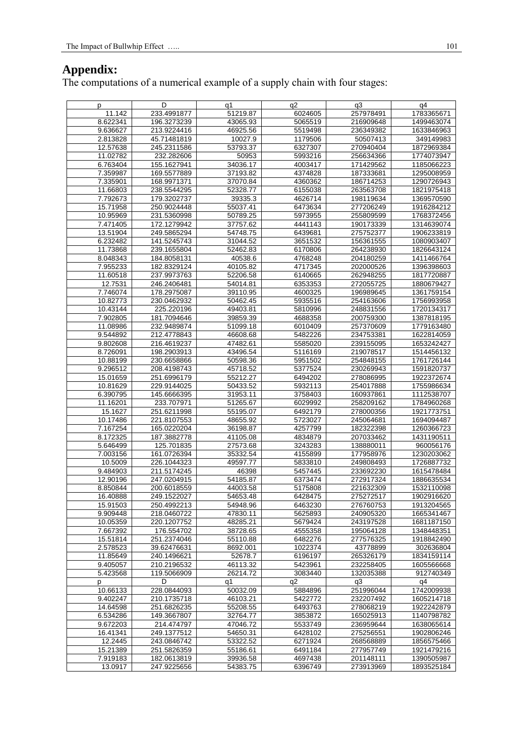## Appendix:

The computations of a numerical example of a supply chain with four stages:

| p | D | q1 | q2 | q3 | q4 |
|---|---|---|---|---|---|
| 11.142 | 233.4991877 | 51219.87 | 6024605 | 257978491 | 1783365671 |
| 8.622341 | 196.3273239 | 43065.93 | 5065519 | 216909648 | 1499463074 |
| 9.636627 | 213.9224416 | 46925.56 | 5519498 | 236349382 | 1633846963 |
| 2.813828 | 45.71481819 | 10027.9 | 1179506 | 50507413 | 349149983 |
| 12.57638 | 245.2311586 | 53793.37 | 6327307 | 270940404 | 1872969384 |
| 11.02782 | 232.282606 | 50953 | 5993216 | 256634366 | 1774073947 |
| 6.763404 | 155.1627941 | 34036.17 | 4003417 | 171429562 | 1185066223 |
| 7.359987 | 169.5577889 | 37193.82 | 4374828 | 187333681 | 1295008959 |
| 7.335901 | 168.9971371 | 37070.84 | 4360362 | 186714253 | 1290726943 |
| 11.66803 | 238.5544295 | 52328.77 | 6155038 | 263563708 | 1821975418 |
| 7.792673 | 179.3202737 | 39335.3 | 4626714 | 198119634 | 1369570590 |
| 15.71958 | 250.9024448 | 55037.41 | 6473634 | 277206249 | 1916284212 |
| 10.95969 | 231.5360998 | 50789.25 | 5973955 | 255809599 | 1768372456 |
| 7.471405 | 172.1279942 | 37757.62 | 4441143 | 190173339 | 1314639074 |
| 13.51904 | 249.5865294 | 54748.75 | 6439681 | 275752377 | 1906233819 |
| 6.232482 | 141.5245743 | 31044.52 | 3651532 | 156361555 | 1080903407 |
| 11.73868 | 239.1655804 | 52462.83 | 6170806 | 264238930 | 1826643124 |
| 8.048343 | 184.8058131 | 40538.6 | 4768248 | 204180259 | 1411466764 |
| 7.955233 | 182.8329124 | 40105.82 | 4717345 | 202000526 | 1396398603 |
| 11.60518 | 237.9973763 | 52206.58 | 6140665 | 262948255 | 1817720887 |
| 12.7531 | 246.2406481 | 54014.81 | 6353353 | 272055725 | 1880679427 |
| 7.746074 | 178.2975087 | 39110.95 | 4600325 | 196989645 | 1361759154 |
| 10.82773 | 230.0462932 | 50462.45 | 5935516 | 254163606 | 1756993958 |
| 10.43144 | 225.220196 | 49403.81 | 5810996 | 248831556 | 1720134317 |
| 7.902805 | 181.7094646 | 39859.39 | 4688358 | 200759300 | 1387818195 |
| 11.08986 | 232.9489874 | 51099.18 | 6010409 | 257370609 | 1779163480 |
| 9.544892 | 212.4778843 | 46608.68 | 5482226 | 234753381 | 1622814059 |
| 9.802608 | 216.4619237 | 47482.61 | 5585020 | 239155095 | 1653242427 |
| 8.726091 | 198.2903913 | 43496.54 | 5116169 | 219078517 | 1514456132 |
| 10.88199 | 230.6658866 | 50598.36 | 5951502 | 254848155 | 1761726144 |
| 9.296512 | 208.4198743 | 45718.52 | 5377524 | 230269943 | 1591820737 |
| 15.01659 | 251.6996179 | 55212.27 | 6494202 | 278086995 | 1922372674 |
| 10.81629 | 229.9144025 | 50433.52 | 5932113 | 254017888 | 1755986634 |
| 6.390795 | 145.6666395 | 31953.11 | 3758403 | 160937861 | 1112538707 |
| 11.16201 | 233.707971 | 51265.67 | 6029992 | 258209162 | 1784960268 |
| 15.1627 | 251.6211998 | 55195.07 | 6492179 | 278000356 | 1921773751 |
| 10.17486 | 221.8107553 | 48655.92 | 5723027 | 245064681 | 1694094487 |
| 7.167254 | 165.0220204 | 36198.87 | 4257799 | 182322398 | 1260366723 |
| 8.172325 | 187.3882778 | 41105.08 | 4834879 | 207033462 | 1431190511 |
| 5.646499 | 125.701835 | 27573.68 | 3243283 | 138880011 | 960056176 |
| 7.003156 | 161.0726394 | 35332.54 | 4155899 | 177958976 | 1230203062 |
| 10.5009 | 226.1044323 | 49597.77 | 5833810 | 249808493 | 1726887732 |
| 9.484903 | 211.5174245 | 46398 | 5457445 | 233692230 | 1615478484 |
| 12.90196 | 247.0204915 | 54185.87 | 6373474 | 272917324 | 1886635534 |
| 8.850844 | 200.6018559 | 44003.58 | 5175808 | 221632309 | 1532110098 |
| 16.40888 | 249.1522027 | 54653.48 | 6428475 | 275272517 | 1902916620 |
| 15.91503 | 250.4992213 | 54948.96 | 6463230 | 276760753 | 1913204565 |
| 9.909448 | 218.0460722 | 47830.11 | 5625893 | 240905320 | 1665341467 |
| 10.05359 | 220.1207752 | 48285.21 | 5679424 | 243197528 | 1681187150 |
| 7.667392 | 176.554702 | 38728.65 | 4555358 | 195064128 | 1348448351 |
| 15.51814 | 251.2374046 | 55110.88 | 6482276 | 277576325 | 1918842490 |
| 2.578523 | 39.62476631 | 8692.001 | 1022374 | 43778899 | 302636804 |
| 11.85649 | 240.1496621 | 52678.7 | 6196197 | 265326179 | 1834159114 |
| 9.405057 | 210.2196532 | 46113.32 | 5423961 | 232258405 | 1605566668 |
| 5.423568 | 119.5066909 | 26214.72 | 3083440 | 132035388 | 912740349 |
| p | D | q1 | q2 | q3 | q4 |
| 10.66133 | 228.0844093 | 50032.09 | 5884896 | 251996044 | 1742009938 |
| 9.402247 | 210.1735718 | 46103.21 | 5422772 | 232207492 | 1605214718 |
| 14.64598 | 251.6826235 | 55208.55 | 6493763 | 278068219 | 1922242879 |
| 6.534286 | 149.3667807 | 32764.77 | 3853872 | 165025913 | 1140798782 |
| 9.672203 | 214.474797 | 47046.72 | 5533749 | 236959644 | 1638065614 |
| 16.41341 | 249.1377512 | 54650.31 | 6428102 | 275256551 | 1902806246 |
| 12.2445 | 243.0846742 | 53322.52 | 6271924 | 268568889 | 1856575466 |
| 15.21389 | 251.5826359 | 55186.61 | 6491184 | 277957749 | 1921479216 |
| 7.919183 | 182.0613819 | 39936.58 | 4697438 | 201148111 | 1390505987 |
| 13.0917 | 247.9225656 | 54383.75 | 6396749 | 273913969 | 1893525184 |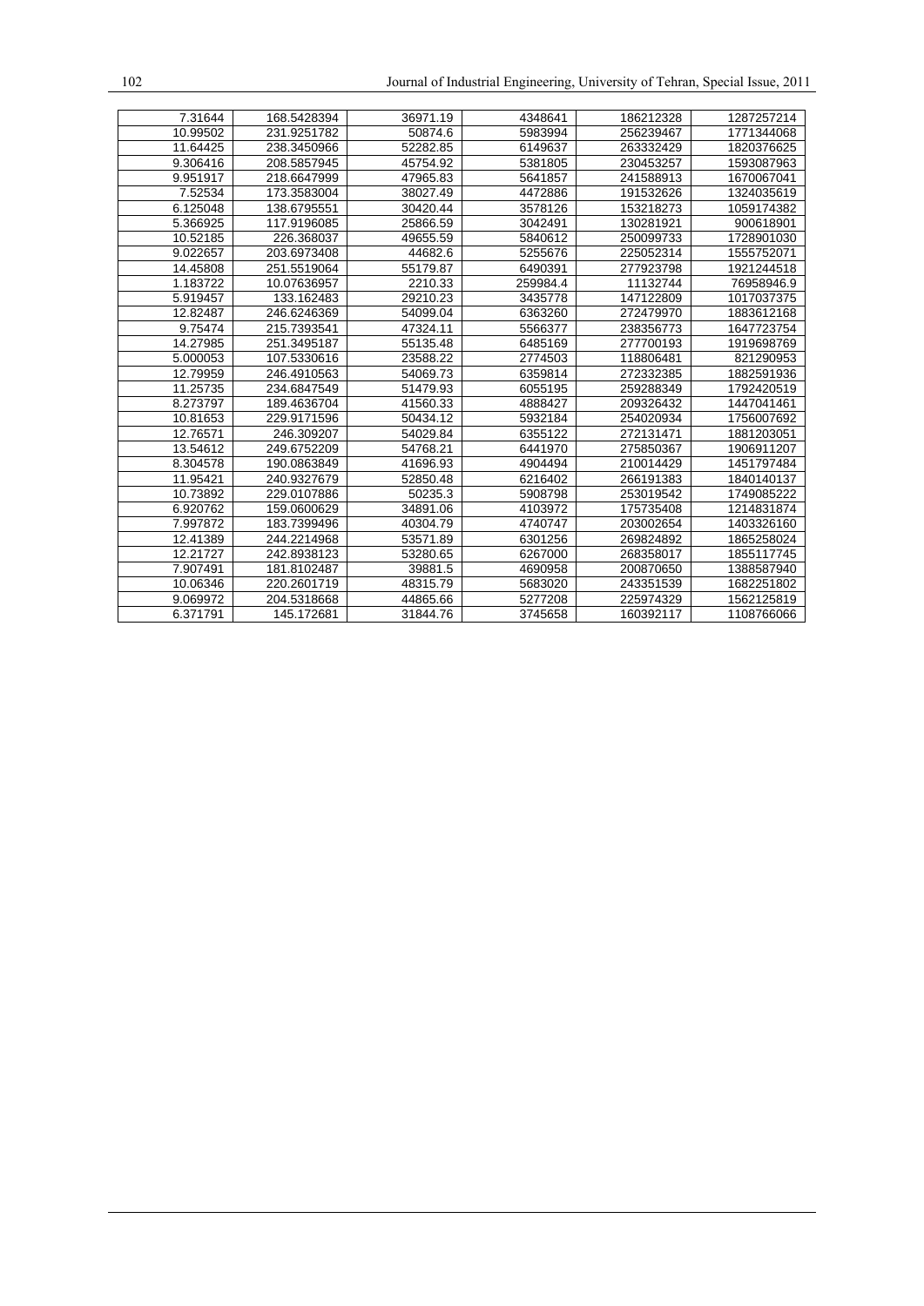| | | | | | |
|---|---|---|---|---|---|
| 7.31644 | 168.5428394 | 36971.19 | 4348641 | 186212328 | 1287257214 |
| 10.99502 | 231.9251782 | 50874.6 | 5983994 | 256239467 | 1771344068 |
| 11.64425 | 238.3450966 | 52282.85 | 6149637 | 263332429 | 1820376625 |
| 9.306416 | 208.5857945 | 45754.92 | 5381805 | 230453257 | 1593087963 |
| 9.951917 | 218.6647999 | 47965.83 | 5641857 | 241588913 | 1670067041 |
| 7.52534 | 173.3583004 | 38027.49 | 4472886 | 191532626 | 1324035619 |
| 6.125048 | 138.6795551 | 30420.44 | 3578126 | 153218273 | 1059174382 |
| 5.366925 | 117.9196085 | 25866.59 | 3042491 | 130281921 | 900618901 |
| 10.52185 | 226.368037 | 49655.59 | 5840612 | 250099733 | 1728901030 |
| 9.022657 | 203.6973408 | 44682.6 | 5255676 | 225052314 | 1555752071 |
| 14.45808 | 251.5519064 | 55179.87 | 6490391 | 277923798 | 1921244518 |
| 1.183722 | 10.07636957 | 2210.33 | 259984.4 | 11132744 | 76958946.9 |
| 5.919457 | 133.162483 | 29210.23 | 3435778 | 147122809 | 1017037375 |
| 12.82487 | 246.6246369 | 54099.04 | 6363260 | 272479970 | 1883612168 |
| 9.75474 | 215.7393541 | 47324.11 | 5566377 | 238356773 | 1647723754 |
| 14.27985 | 251.3495187 | 55135.48 | 6485169 | 277700193 | 1919698769 |
| 5.000053 | 107.5330616 | 23588.22 | 2774503 | 118806481 | 821290953 |
| 12.79959 | 246.4910563 | 54069.73 | 6359814 | 272332385 | 1882591936 |
| 11.25735 | 234.6847549 | 51479.93 | 6055195 | 259288349 | 1792420519 |
| 8.273797 | 189.4636704 | 41560.33 | 4888427 | 209326432 | 1447041461 |
| 10.81653 | 229.9171596 | 50434.12 | 5932184 | 254020934 | 1756007692 |
| 12.76571 | 246.309207 | 54029.84 | 6355122 | 272131471 | 1881203051 |
| 13.54612 | 249.6752209 | 54768.21 | 6441970 | 275850367 | 1906911207 |
| 8.304578 | 190.0863849 | 41696.93 | 4904494 | 210014429 | 1451797484 |
| 11.95421 | 240.9327679 | 52850.48 | 6216402 | 266191383 | 1840140137 |
| 10.73892 | 229.0107886 | 50235.3 | 5908798 | 253019542 | 1749085222 |
| 6.920762 | 159.0600629 | 34891.06 | 4103972 | 175735408 | 1214831874 |
| 7.997872 | 183.7399496 | 40304.79 | 4740747 | 203002654 | 1403326160 |
| 12.41389 | 244.2214968 | 53571.89 | 6301256 | 269824892 | 1865258024 |
| 12.21727 | 242.8938123 | 53280.65 | 6267000 | 268358017 | 1855117745 |
| 7.907491 | 181.8102487 | 39881.5 | 4690958 | 200870650 | 1388587940 |
| 10.06346 | 220.2601719 | 48315.79 | 5683020 | 243351539 | 1682251802 |
| 9.069972 | 204.5318668 | 44865.66 | 5277208 | 225974329 | 1562125819 |
| 6.371791 | 145.172681 | 31844.76 | 3745658 | 160392117 | 1108766066 |